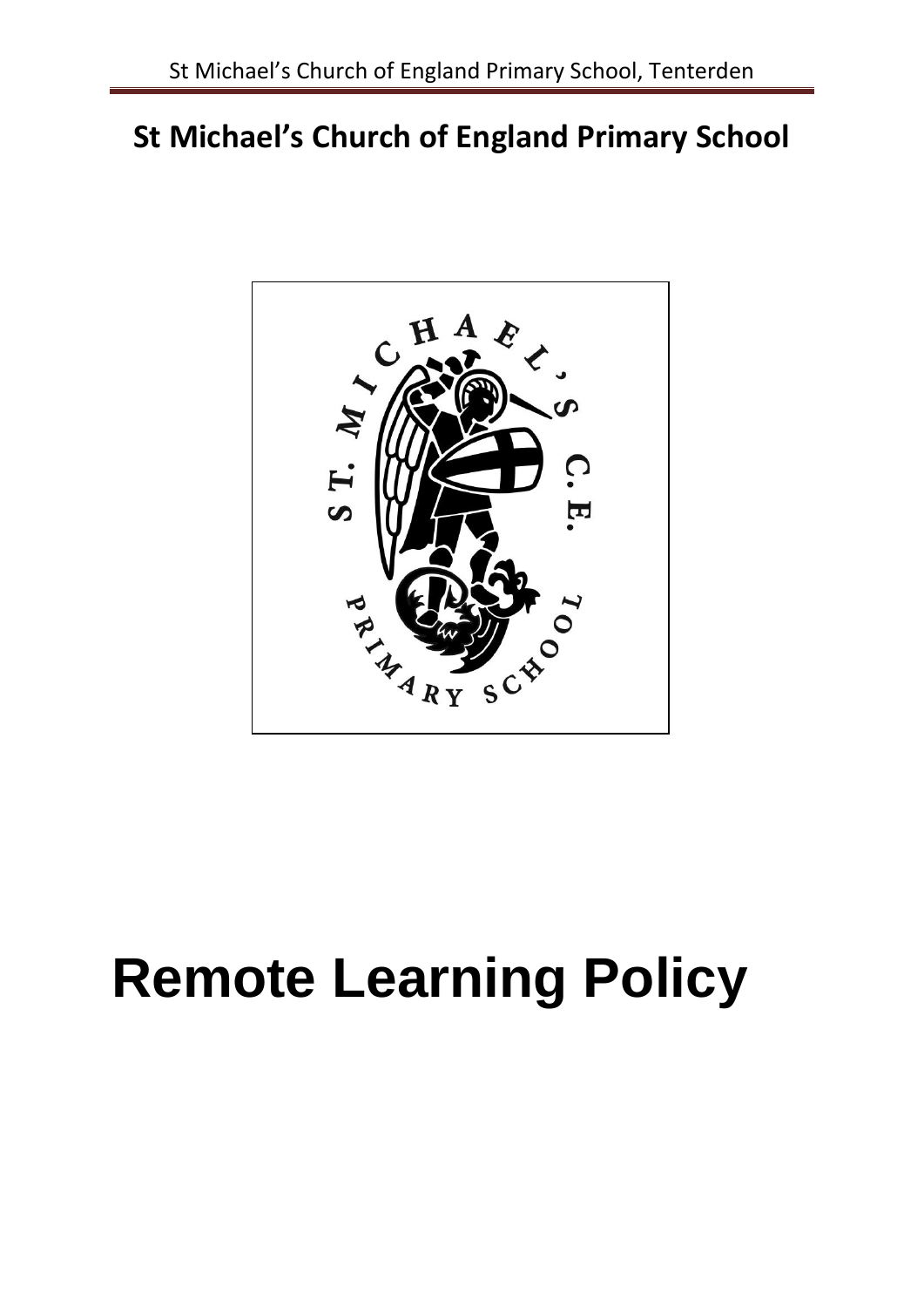# St Michael's Church of England Primary School

# Remote Learning Policy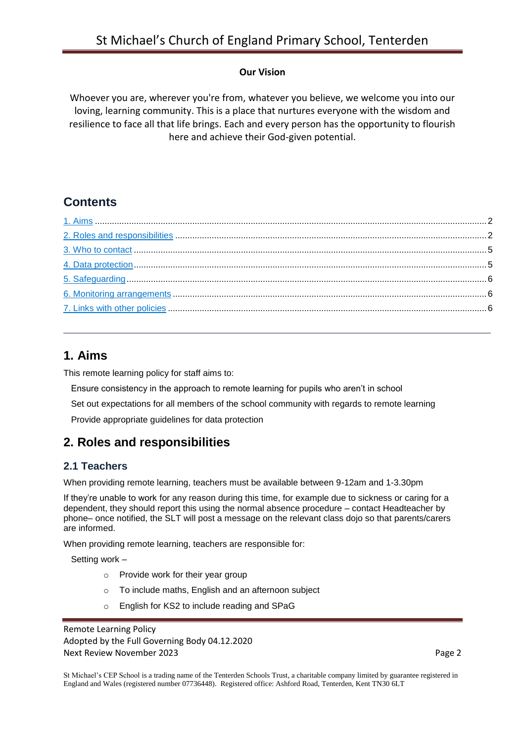**Our Vision**

Whoever you are, wherever you're from, whatever you believe, we welcome you into our loving, learning community. This is a place that nurtures everyone with the wisdom and resilience to face all that life brings. Each and every person has the opportunity to flourish here and achieve their God-given potential.

## Contents

1. Aims ..... 2
2. Roles and responsibilities ..... 2
3. Who to contact ..... 5
4. Data protection ..... 5
5. Safeguarding ..... 6
6. Monitoring arrangements ..... 6
7. Links with other policies ..... 6

---

## 1. Aims

This remote learning policy for staff aims to:

- Ensure consistency in the approach to remote learning for pupils who aren't in school
- Set out expectations for all members of the school community with regards to remote learning
- Provide appropriate guidelines for data protection

## 2. Roles and responsibilities

### 2.1 Teachers

When providing remote learning, teachers must be available between 9-12am and 1-3.30pm

If they're unable to work for any reason during this time, for example due to sickness or caring for a dependent, they should report this using the normal absence procedure – contact Headteacher by phone– once notified, the SLT will post a message on the relevant class dojo so that parents/carers are informed.

When providing remote learning, teachers are responsible for:

- Setting work –
  - Provide work for their year group
  - To include maths, English and an afternoon subject
  - English for KS2 to include reading and SPaG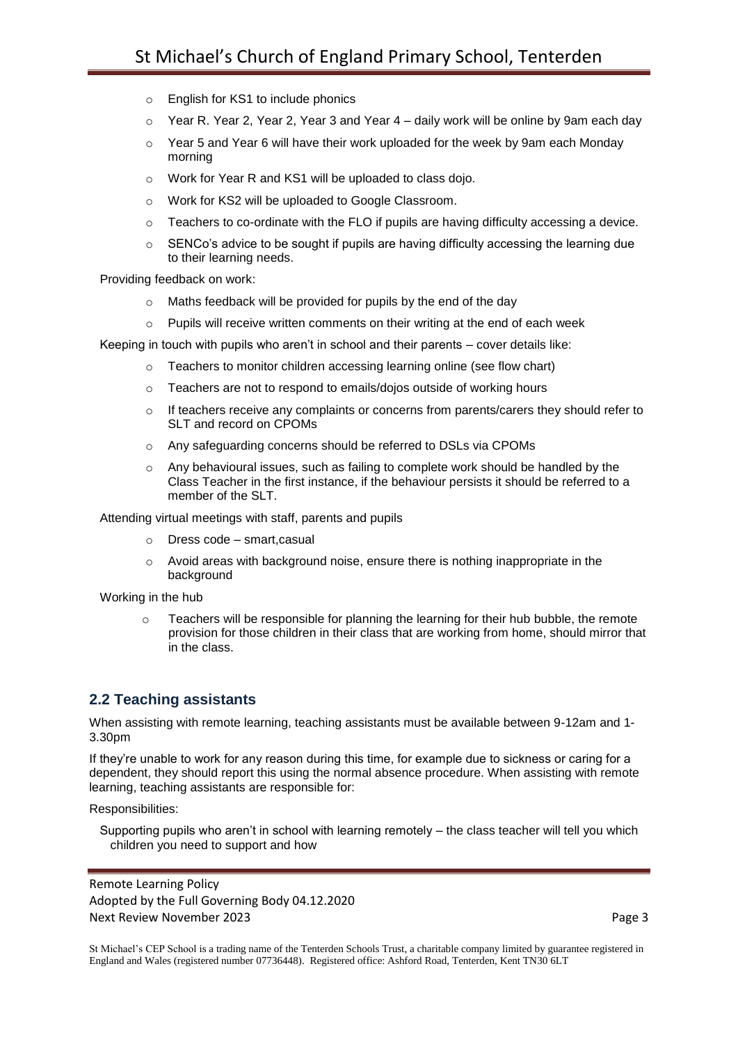- English for KS1 to include phonics
- Year R. Year 2, Year 2, Year 3 and Year 4 – daily work will be online by 9am each day
- Year 5 and Year 6 will have their work uploaded for the week by 9am each Monday morning
- Work for Year R and KS1 will be uploaded to class dojo.
- Work for KS2 will be uploaded to Google Classroom.
- Teachers to co-ordinate with the FLO if pupils are having difficulty accessing a device.
- SENCo's advice to be sought if pupils are having difficulty accessing the learning due to their learning needs.

Providing feedback on work:

- Maths feedback will be provided for pupils by the end of the day
- Pupils will receive written comments on their writing at the end of each week

Keeping in touch with pupils who aren't in school and their parents – cover details like:

- Teachers to monitor children accessing learning online (see flow chart)
- Teachers are not to respond to emails/dojos outside of working hours
- If teachers receive any complaints or concerns from parents/carers they should refer to SLT and record on CPOMs
- Any safeguarding concerns should be referred to DSLs via CPOMs
- Any behavioural issues, such as failing to complete work should be handled by the Class Teacher in the first instance, if the behaviour persists it should be referred to a member of the SLT.

Attending virtual meetings with staff, parents and pupils

- Dress code – smart,casual
- Avoid areas with background noise, ensure there is nothing inappropriate in the background

Working in the hub

- Teachers will be responsible for planning the learning for their hub bubble, the remote provision for those children in their class that are working from home, should mirror that in the class.

## 2.2 Teaching assistants

When assisting with remote learning, teaching assistants must be available between 9-12am and 1-3.30pm

If they're unable to work for any reason during this time, for example due to sickness or caring for a dependent, they should report this using the normal absence procedure. When assisting with remote learning, teaching assistants are responsible for:

Responsibilities:

Supporting pupils who aren't in school with learning remotely – the class teacher will tell you which children you need to support and how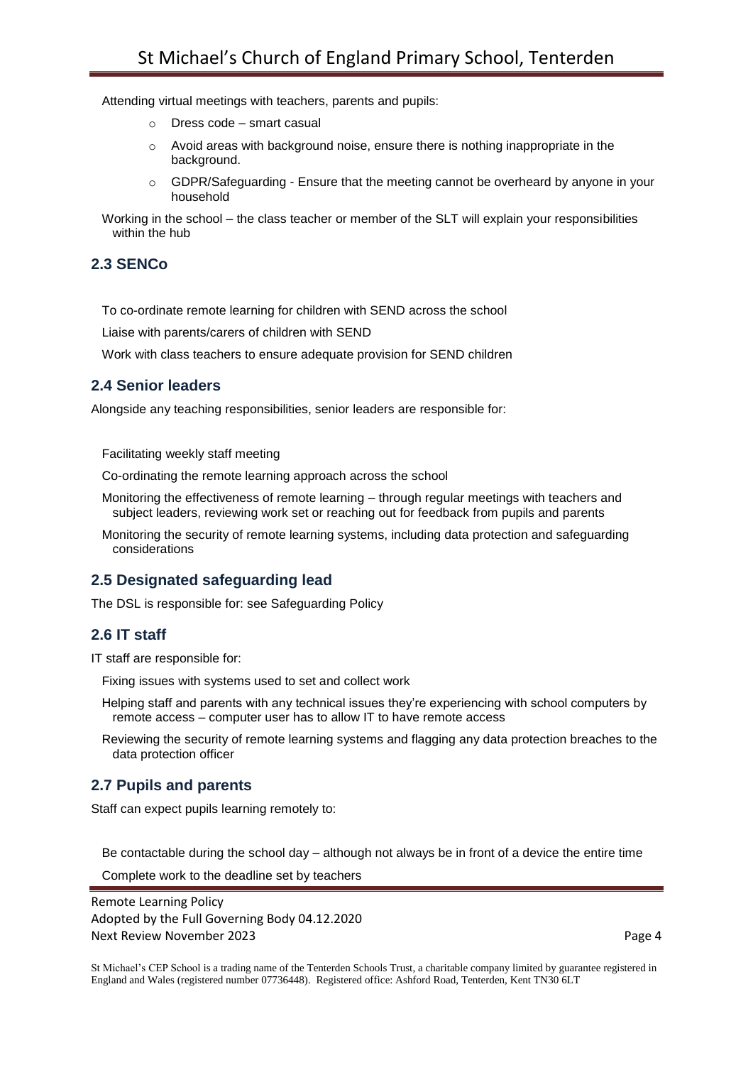Attending virtual meetings with teachers, parents and pupils:

- Dress code – smart casual
- Avoid areas with background noise, ensure there is nothing inappropriate in the background.
- GDPR/Safeguarding - Ensure that the meeting cannot be overheard by anyone in your household

Working in the school – the class teacher or member of the SLT will explain your responsibilities within the hub

## 2.3 SENCo

To co-ordinate remote learning for children with SEND across the school

Liaise with parents/carers of children with SEND

Work with class teachers to ensure adequate provision for SEND children

## 2.4 Senior leaders

Alongside any teaching responsibilities, senior leaders are responsible for:

Facilitating weekly staff meeting

Co-ordinating the remote learning approach across the school

Monitoring the effectiveness of remote learning – through regular meetings with teachers and subject leaders, reviewing work set or reaching out for feedback from pupils and parents

Monitoring the security of remote learning systems, including data protection and safeguarding considerations

## 2.5 Designated safeguarding lead

The DSL is responsible for: see Safeguarding Policy

## 2.6 IT staff

IT staff are responsible for:

Fixing issues with systems used to set and collect work

Helping staff and parents with any technical issues they're experiencing with school computers by remote access – computer user has to allow IT to have remote access

Reviewing the security of remote learning systems and flagging any data protection breaches to the data protection officer

## 2.7 Pupils and parents

Staff can expect pupils learning remotely to:

Be contactable during the school day – although not always be in front of a device the entire time

Complete work to the deadline set by teachers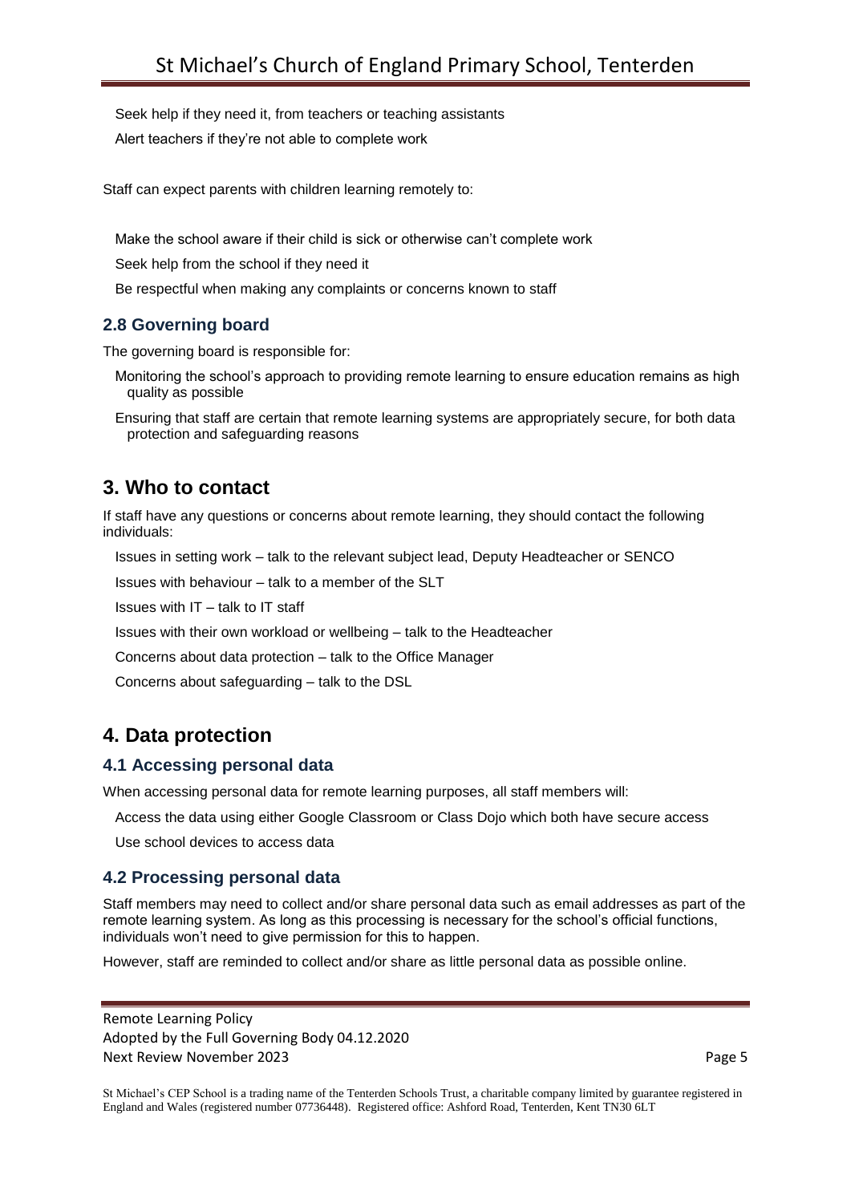- Seek help if they need it, from teachers or teaching assistants
- Alert teachers if they're not able to complete work

Staff can expect parents with children learning remotely to:

- Make the school aware if their child is sick or otherwise can't complete work
- Seek help from the school if they need it
- Be respectful when making any complaints or concerns known to staff

### 2.8 Governing board

The governing board is responsible for:

- Monitoring the school's approach to providing remote learning to ensure education remains as high quality as possible
- Ensuring that staff are certain that remote learning systems are appropriately secure, for both data protection and safeguarding reasons

## 3. Who to contact

If staff have any questions or concerns about remote learning, they should contact the following individuals:

- Issues in setting work – talk to the relevant subject lead, Deputy Headteacher or SENCO
- Issues with behaviour – talk to a member of the SLT
- Issues with IT – talk to IT staff
- Issues with their own workload or wellbeing – talk to the Headteacher
- Concerns about data protection – talk to the Office Manager
- Concerns about safeguarding – talk to the DSL

## 4. Data protection

### 4.1 Accessing personal data

When accessing personal data for remote learning purposes, all staff members will:

- Access the data using either Google Classroom or Class Dojo which both have secure access
- Use school devices to access data

### 4.2 Processing personal data

Staff members may need to collect and/or share personal data such as email addresses as part of the remote learning system. As long as this processing is necessary for the school's official functions, individuals won't need to give permission for this to happen.

However, staff are reminded to collect and/or share as little personal data as possible online.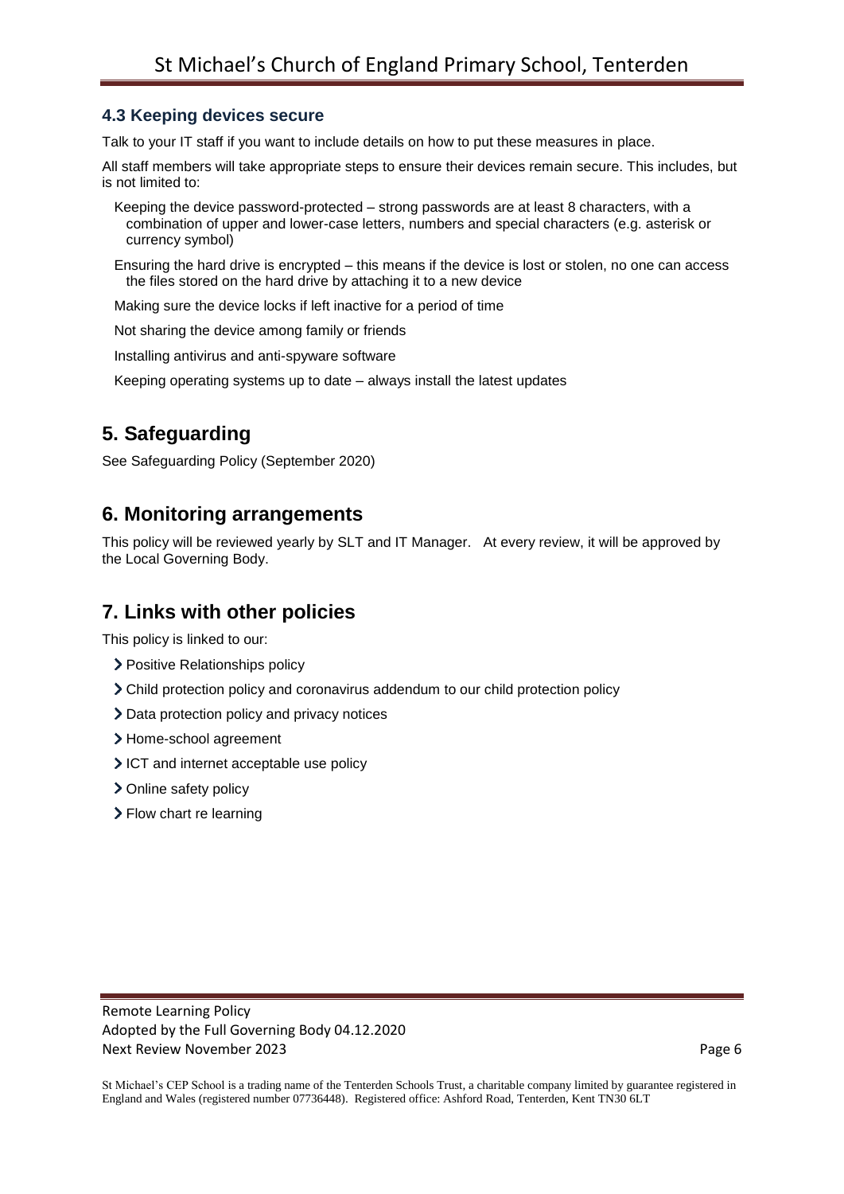### 4.3 Keeping devices secure

Talk to your IT staff if you want to include details on how to put these measures in place.

All staff members will take appropriate steps to ensure their devices remain secure. This includes, but is not limited to:

- Keeping the device password-protected – strong passwords are at least 8 characters, with a combination of upper and lower-case letters, numbers and special characters (e.g. asterisk or currency symbol)
- Ensuring the hard drive is encrypted – this means if the device is lost or stolen, no one can access the files stored on the hard drive by attaching it to a new device
- Making sure the device locks if left inactive for a period of time
- Not sharing the device among family or friends
- Installing antivirus and anti-spyware software
- Keeping operating systems up to date – always install the latest updates

## 5. Safeguarding

See Safeguarding Policy (September 2020)

## 6. Monitoring arrangements

This policy will be reviewed yearly by SLT and IT Manager. At every review, it will be approved by the Local Governing Body.

## 7. Links with other policies

This policy is linked to our:

- Positive Relationships policy
- Child protection policy and coronavirus addendum to our child protection policy
- Data protection policy and privacy notices
- Home-school agreement
- ICT and internet acceptable use policy
- Online safety policy
- Flow chart re learning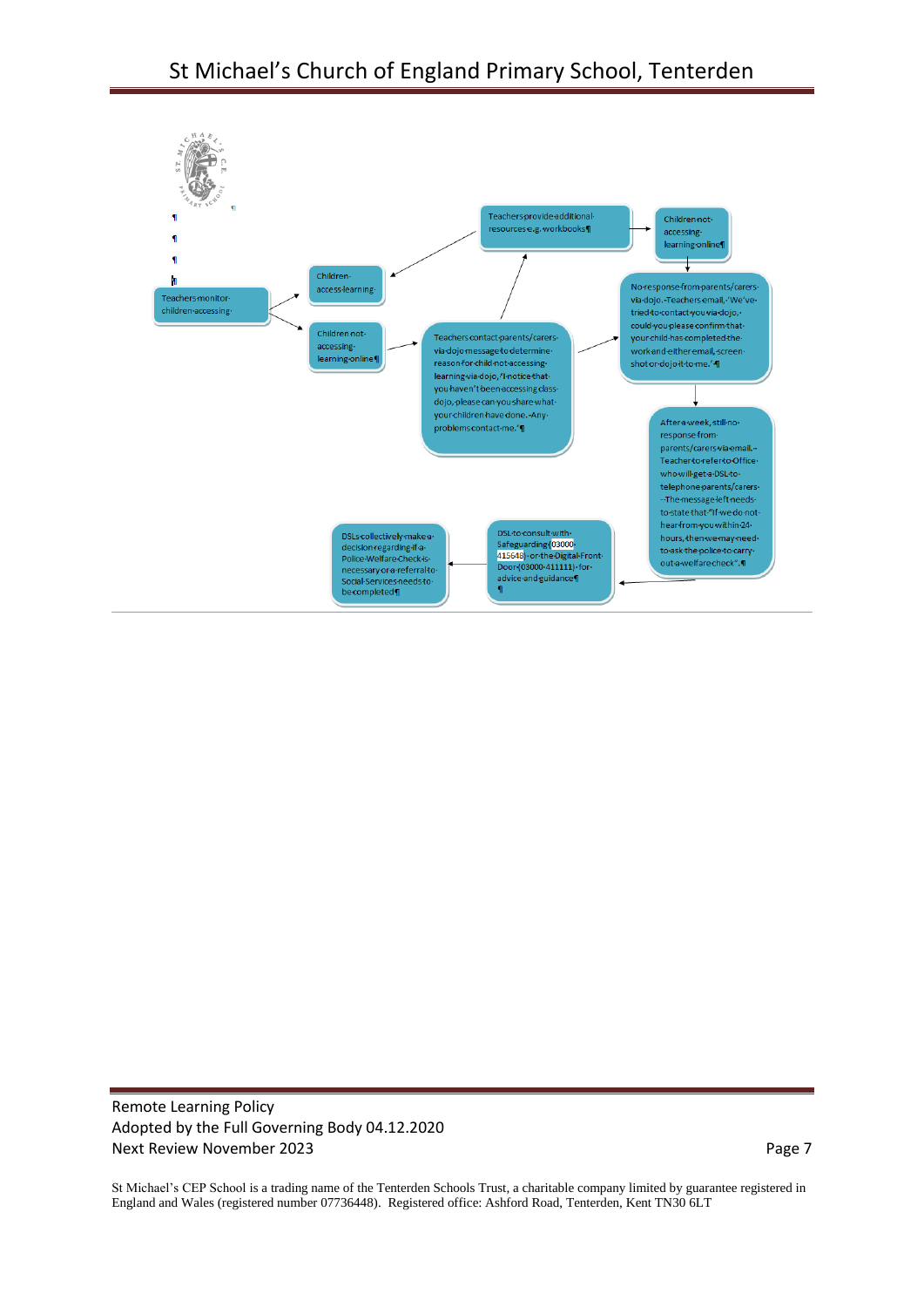Teachers monitor children accessing

Children access learning

Children not accessing learning online

Teachers provide additional resources e.g. workbooks

Children not accessing learning online

Teachers contact parents/carers via dojo message to determine reason for child not accessing learning via dojo, 'I notice that you haven't been accessing class dojo, please can you share what your children have done. Any problems contact me.'

No response from parents/carers via dojo. Teachers email, 'We've tried to contact you via dojo, could you please confirm that your child has completed the work and either email, screen shot or dojo it to me.'

After a week, still no response from parents/carers via email. Teacher to refer to Office who will get a DSL to telephone parents/carers. The message left needs to state that "If we do not hear from you within 24 hours, then we may need to ask the police to carry out a welfare check".

DSL to consult with Safeguarding (03000 415648) or the Digital Front Door (03000 411111) for advice and guidance

DSLs collectively make a decision regarding if a Police Welfare Check is necessary or a referral to Social Services needs to be completed